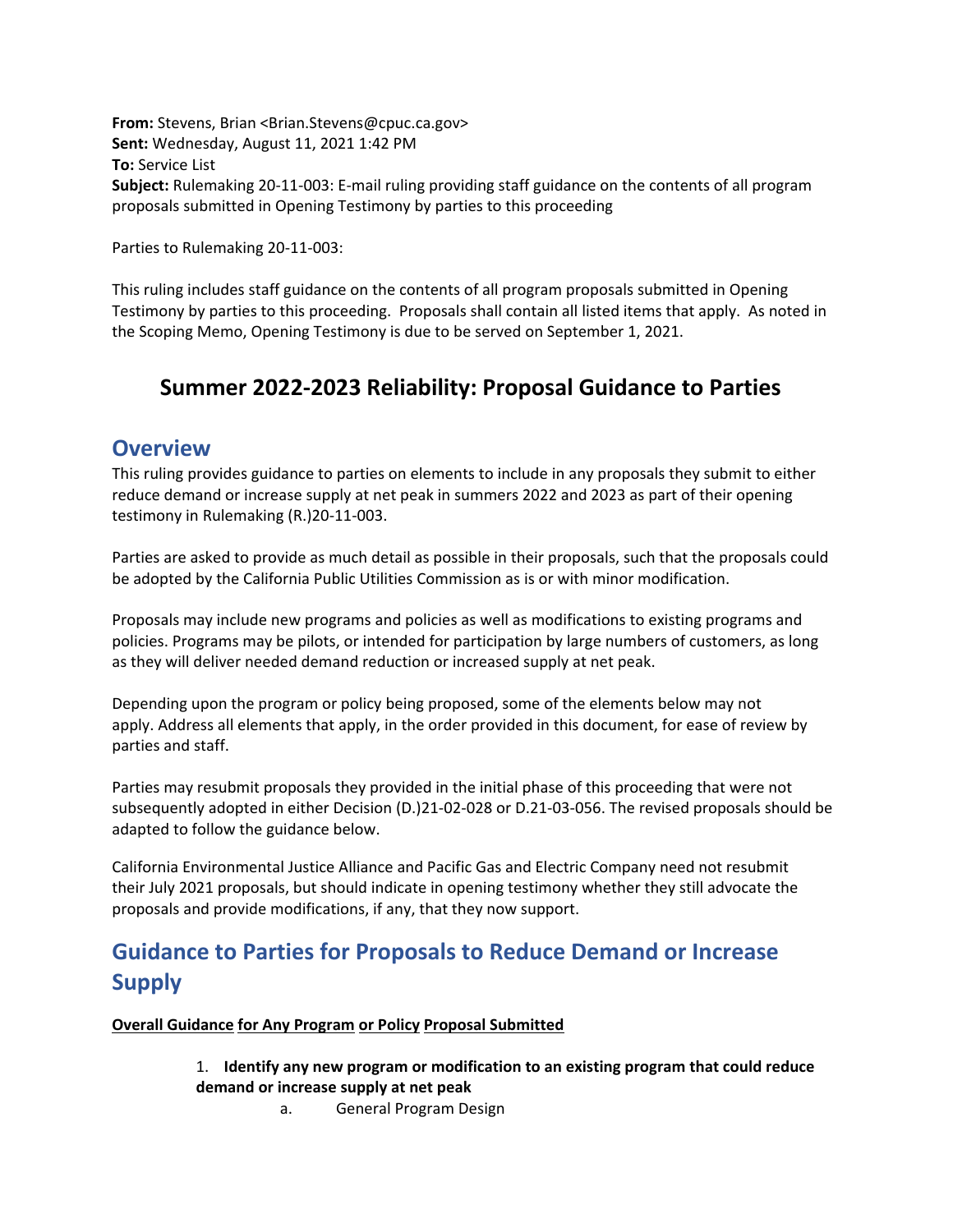**From:** Stevens, Brian <Brian.Stevens@cpuc.ca.gov>
**Sent:** Wednesday, August 11, 2021 1:42 PM
**To:** Service List
**Subject:** Rulemaking 20-11-003: E-mail ruling providing staff guidance on the contents of all program proposals submitted in Opening Testimony by parties to this proceeding

Parties to Rulemaking 20-11-003:

This ruling includes staff guidance on the contents of all program proposals submitted in Opening Testimony by parties to this proceeding. Proposals shall contain all listed items that apply. As noted in the Scoping Memo, Opening Testimony is due to be served on September 1, 2021.

# Summer 2022-2023 Reliability: Proposal Guidance to Parties

## Overview

This ruling provides guidance to parties on elements to include in any proposals they submit to either reduce demand or increase supply at net peak in summers 2022 and 2023 as part of their opening testimony in Rulemaking (R.)20-11-003.

Parties are asked to provide as much detail as possible in their proposals, such that the proposals could be adopted by the California Public Utilities Commission as is or with minor modification.

Proposals may include new programs and policies as well as modifications to existing programs and policies. Programs may be pilots, or intended for participation by large numbers of customers, as long as they will deliver needed demand reduction or increased supply at net peak.

Depending upon the program or policy being proposed, some of the elements below may not apply. Address all elements that apply, in the order provided in this document, for ease of review by parties and staff.

Parties may resubmit proposals they provided in the initial phase of this proceeding that were not subsequently adopted in either Decision (D.)21-02-028 or D.21-03-056. The revised proposals should be adapted to follow the guidance below.

California Environmental Justice Alliance and Pacific Gas and Electric Company need not resubmit their July 2021 proposals, but should indicate in opening testimony whether they still advocate the proposals and provide modifications, if any, that they now support.

## Guidance to Parties for Proposals to Reduce Demand or Increase Supply

**Overall Guidance for Any Program or Policy Proposal Submitted**

1. **Identify any new program or modification to an existing program that could reduce demand or increase supply at net peak**
   a. General Program Design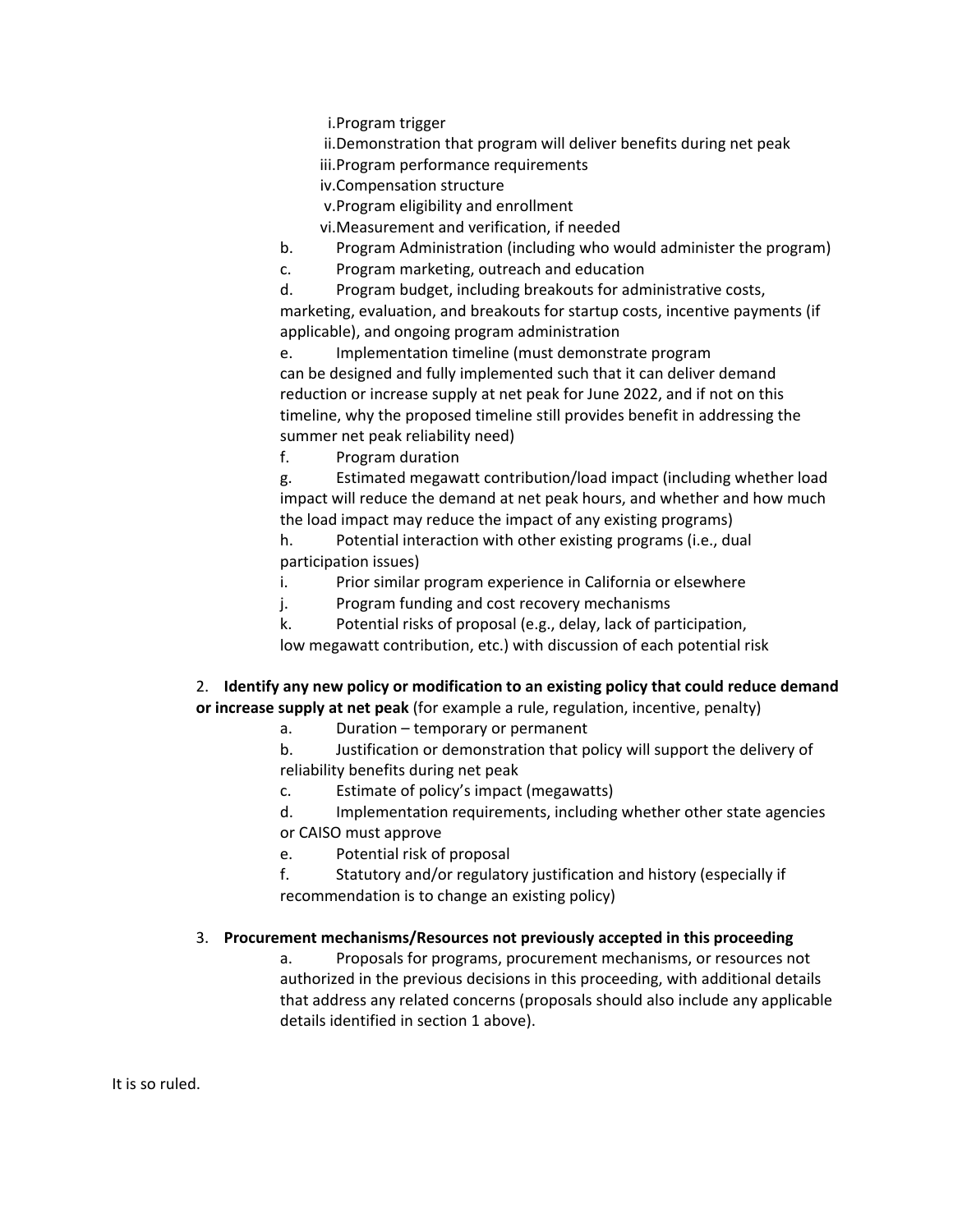i. Program trigger
   ii. Demonstration that program will deliver benefits during net peak
   iii. Program performance requirements
   iv. Compensation structure
   v. Program eligibility and enrollment
   vi. Measurement and verification, if needed

b. Program Administration (including who would administer the program)

c. Program marketing, outreach and education

d. Program budget, including breakouts for administrative costs, marketing, evaluation, and breakouts for startup costs, incentive payments (if applicable), and ongoing program administration

e. Implementation timeline (must demonstrate program can be designed and fully implemented such that it can deliver demand reduction or increase supply at net peak for June 2022, and if not on this timeline, why the proposed timeline still provides benefit in addressing the summer net peak reliability need)

f. Program duration

g. Estimated megawatt contribution/load impact (including whether load impact will reduce the demand at net peak hours, and whether and how much the load impact may reduce the impact of any existing programs)

h. Potential interaction with other existing programs (i.e., dual participation issues)

i. Prior similar program experience in California or elsewhere

j. Program funding and cost recovery mechanisms

k. Potential risks of proposal (e.g., delay, lack of participation, low megawatt contribution, etc.) with discussion of each potential risk

2. **Identify any new policy or modification to an existing policy that could reduce demand or increase supply at net peak** (for example a rule, regulation, incentive, penalty)

   a. Duration – temporary or permanent

   b. Justification or demonstration that policy will support the delivery of reliability benefits during net peak

   c. Estimate of policy's impact (megawatts)

   d. Implementation requirements, including whether other state agencies or CAISO must approve

   e. Potential risk of proposal

   f. Statutory and/or regulatory justification and history (especially if recommendation is to change an existing policy)

3. **Procurement mechanisms/Resources not previously accepted in this proceeding**

   a. Proposals for programs, procurement mechanisms, or resources not authorized in the previous decisions in this proceeding, with additional details that address any related concerns (proposals should also include any applicable details identified in section 1 above).

It is so ruled.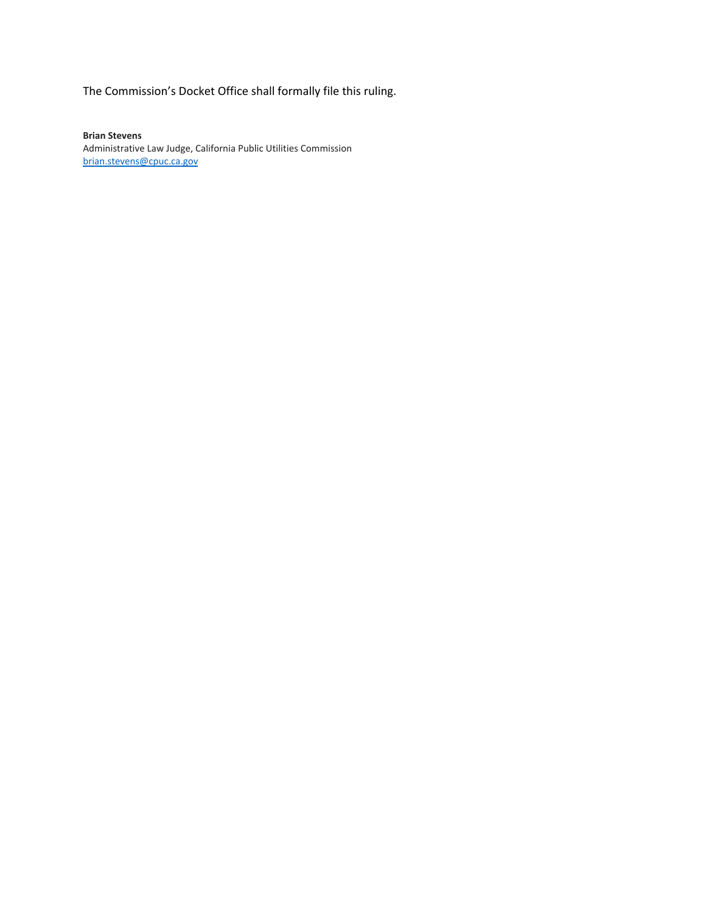The Commission's Docket Office shall formally file this ruling.

**Brian Stevens**
Administrative Law Judge, California Public Utilities Commission
brian.stevens@cpuc.ca.gov